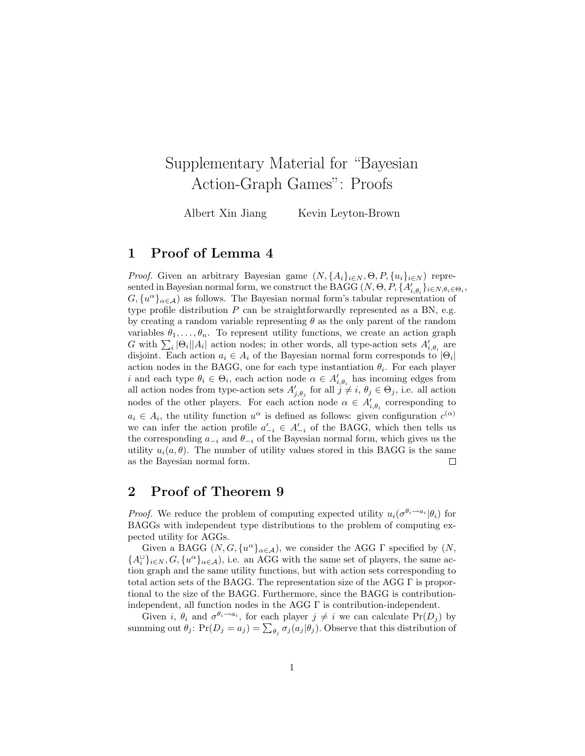# Supplementary Material for "Bayesian Action-Graph Games": Proofs

Albert Xin Jiang    Kevin Leyton-Brown

## 1 Proof of Lemma 4

*Proof.* Given an arbitrary Bayesian game $(N, \{A_i\}_{i \in N}, \Theta, P, \{u_i\}_{i \in N})$ represented in Bayesian normal form, we construct the BAGG $(N, \Theta, P, \{A'_{i,\theta_i}\}_{i \in N, \theta_i \in \Theta_i}, G, \{u^\alpha\}_{\alpha \in \mathcal{A}})$ as follows. The Bayesian normal form's tabular representation of type profile distribution $P$ can be straightforwardly represented as a BN, e.g. by creating a random variable representing $\theta$ as the only parent of the random variables $\theta_1, \ldots, \theta_n$. To represent utility functions, we create an action graph $G$ with $\sum_i |\Theta_i||A_i|$ action nodes; in other words, all type-action sets $A'_{i,\theta_i}$ are disjoint. Each action $a_i \in A_i$ of the Bayesian normal form corresponds to $|\Theta_i|$ action nodes in the BAGG, one for each type instantiation $\theta_i$. For each player $i$ and each type $\theta_i \in \Theta_i$, each action node $\alpha \in A'_{i,\theta_i}$ has incoming edges from all action nodes from type-action sets $A'_{j,\theta_j}$ for all $j \neq i$, $\theta_j \in \Theta_j$, i.e. all action nodes of the other players. For each action node $\alpha \in A'_{i,\theta_i}$ corresponding to $a_i \in A_i$, the utility function $u^\alpha$ is defined as follows: given configuration $c^{(\alpha)}$ we can infer the action profile $a'_{-i} \in A'_{-i}$ of the BAGG, which then tells us the corresponding $a_{-i}$ and $\theta_{-i}$ of the Bayesian normal form, which gives us the utility $u_i(a, \theta)$. The number of utility values stored in this BAGG is the same as the Bayesian normal form. □

## 2 Proof of Theorem 9

*Proof.* We reduce the problem of computing expected utility $u_i(\sigma^{\theta_i \to a_i}|\theta_i)$ for BAGGs with independent type distributions to the problem of computing expected utility for AGGs.

Given a BAGG $(N, G, \{u^\alpha\}_{\alpha \in \mathcal{A}})$, we consider the AGG $\Gamma$ specified by $(N, \{A_i^\cup\}_{i \in N}, G, \{u^\alpha\}_{\alpha \in \mathcal{A}})$, i.e. an AGG with the same set of players, the same action graph and the same utility functions, but with action sets corresponding to total action sets of the BAGG. The representation size of the AGG $\Gamma$ is proportional to the size of the BAGG. Furthermore, since the BAGG is contribution-independent, all function nodes in the AGG $\Gamma$ is contribution-independent.

Given $i$, $\theta_i$ and $\sigma^{\theta_i \to a_i}$, for each player $j \neq i$ we can calculate $\Pr(D_j)$ by summing out $\theta_j$: $\Pr(D_j = a_j) = \sum_{\theta_j} \sigma_j(a_j|\theta_j)$. Observe that this distribution of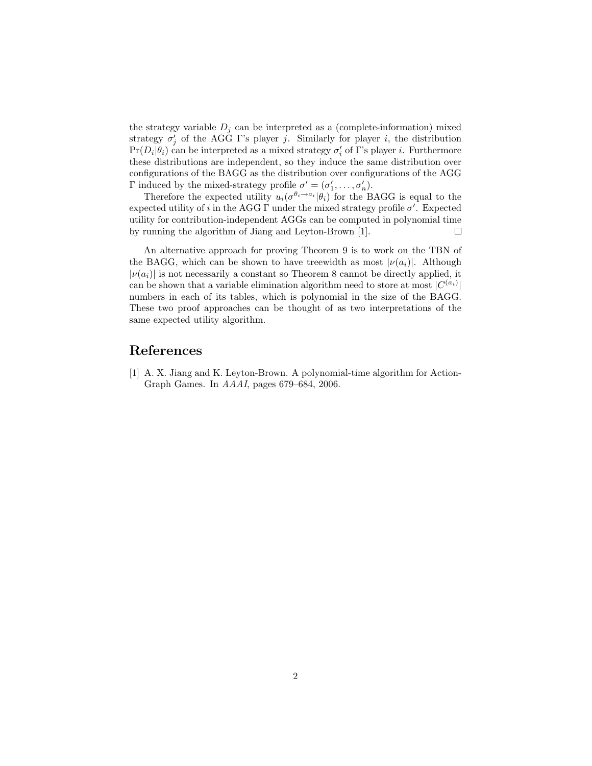the strategy variable $D_j$ can be interpreted as a (complete-information) mixed strategy $\sigma'_j$ of the AGG $\Gamma$'s player $j$. Similarly for player $i$, the distribution $\Pr(D_i|\theta_i)$ can be interpreted as a mixed strategy $\sigma'_i$ of $\Gamma$'s player $i$. Furthermore these distributions are independent, so they induce the same distribution over configurations of the BAGG as the distribution over configurations of the AGG $\Gamma$ induced by the mixed-strategy profile $\sigma' = (\sigma'_1, \ldots, \sigma'_n)$.

Therefore the expected utility $u_i(\sigma^{\theta_i \to a_i}|\theta_i)$ for the BAGG is equal to the expected utility of $i$ in the AGG $\Gamma$ under the mixed strategy profile $\sigma'$. Expected utility for contribution-independent AGGs can be computed in polynomial time by running the algorithm of Jiang and Leyton-Brown [1]. □

An alternative approach for proving Theorem 9 is to work on the TBN of the BAGG, which can be shown to have treewidth as most $|\nu(a_i)|$. Although $|\nu(a_i)|$ is not necessarily a constant so Theorem 8 cannot be directly applied, it can be shown that a variable elimination algorithm need to store at most $|C^{(a_i)}|$ numbers in each of its tables, which is polynomial in the size of the BAGG. These two proof approaches can be thought of as two interpretations of the same expected utility algorithm.

## References

[1] A. X. Jiang and K. Leyton-Brown. A polynomial-time algorithm for Action-Graph Games. In *AAAI*, pages 679–684, 2006.